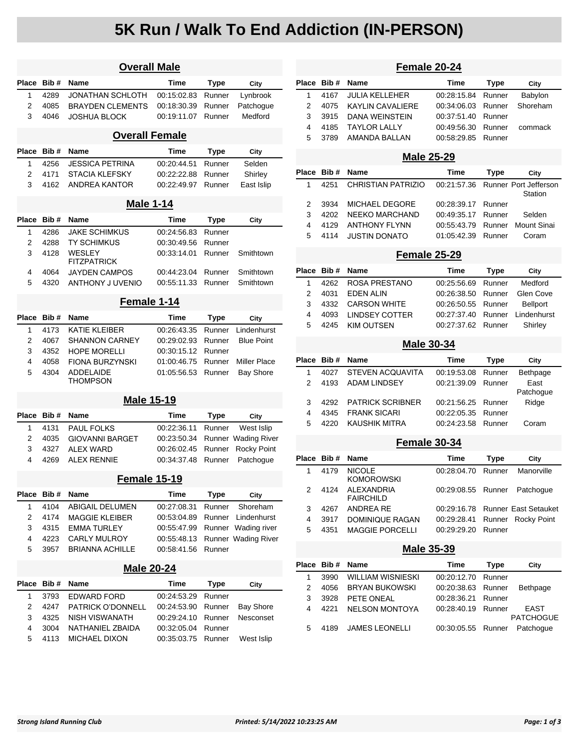# 5K Run / Walk To End Addiction (IN-PERSON)

## Overall Male

| Place | Bib # | Name | Time | Type | City |
|---|---|---|---|---|---|
| 1 | 4289 | JONATHAN SCHLOTH | 00:15:02.83 | Runner | Lynbrook |
| 2 | 4085 | BRAYDEN CLEMENTS | 00:18:30.39 | Runner | Patchogue |
| 3 | 4046 | JOSHUA BLOCK | 00:19:11.07 | Runner | Medford |

## Overall Female

| Place | Bib # | Name | Time | Type | City |
|---|---|---|---|---|---|
| 1 | 4256 | JESSICA PETRINA | 00:20:44.51 | Runner | Selden |
| 2 | 4171 | STACIA KLEFSKY | 00:22:22.88 | Runner | Shirley |
| 3 | 4162 | ANDREA KANTOR | 00:22:49.97 | Runner | East Islip |

## Male 1-14

| Place | Bib # | Name | Time | Type | City |
|---|---|---|---|---|---|
| 1 | 4286 | JAKE SCHIMKUS | 00:24:56.83 | Runner | |
| 2 | 4288 | TY SCHIMKUS | 00:30:49.56 | Runner | |
| 3 | 4128 | WESLEY FITZPATRICK | 00:33:14.01 | Runner | Smithtown |
| 4 | 4064 | JAYDEN CAMPOS | 00:44:23.04 | Runner | Smithtown |
| 5 | 4320 | ANTHONY J UVENIO | 00:55:11.33 | Runner | Smithtown |

## Female 1-14

| Place | Bib # | Name | Time | Type | City |
|---|---|---|---|---|---|
| 1 | 4173 | KATIE KLEIBER | 00:26:43.35 | Runner | Lindenhurst |
| 2 | 4067 | SHANNON CARNEY | 00:29:02.93 | Runner | Blue Point |
| 3 | 4352 | HOPE MORELLI | 00:30:15.12 | Runner | |
| 4 | 4058 | FIONA BURZYNSKI | 01:00:46.75 | Runner | Miller Place |
| 5 | 4304 | ADDELAIDE THOMPSON | 01:05:56.53 | Runner | Bay Shore |

## Male 15-19

| Place | Bib # | Name | Time | Type | City |
|---|---|---|---|---|---|
| 1 | 4131 | PAUL FOLKS | 00:22:36.11 | Runner | West Islip |
| 2 | 4035 | GIOVANNI BARGET | 00:23:50.34 | Runner | Wading River |
| 3 | 4327 | ALEX WARD | 00:26:02.45 | Runner | Rocky Point |
| 4 | 4269 | ALEX RENNIE | 00:34:37.48 | Runner | Patchogue |

## Female 15-19

| Place | Bib # | Name | Time | Type | City |
|---|---|---|---|---|---|
| 1 | 4104 | ABIGAIL DELUMEN | 00:27:08.31 | Runner | Shoreham |
| 2 | 4174 | MAGGIE KLEIBER | 00:53:04.89 | Runner | Lindenhurst |
| 3 | 4315 | EMMA TURLEY | 00:55:47.99 | Runner | Wading river |
| 4 | 4223 | CARLY MULROY | 00:55:48.13 | Runner | Wading River |
| 5 | 3957 | BRIANNA ACHILLE | 00:58:41.56 | Runner | |

## Male 20-24

| Place | Bib # | Name | Time | Type | City |
|---|---|---|---|---|---|
| 1 | 3793 | EDWARD FORD | 00:24:53.29 | Runner | |
| 2 | 4247 | PATRICK O'DONNELL | 00:24:53.90 | Runner | Bay Shore |
| 3 | 4325 | NISH VISWANATH | 00:29:24.10 | Runner | Nesconset |
| 4 | 3004 | NATHANIEL ZBAIDA | 00:32:05.04 | Runner | |
| 5 | 4113 | MICHAEL DIXON | 00:35:03.75 | Runner | West Islip |

## Female 20-24

| Place | Bib # | Name | Time | Type | City |
|---|---|---|---|---|---|
| 1 | 4167 | JULIA KELLEHER | 00:28:15.84 | Runner | Babylon |
| 2 | 4075 | KAYLIN CAVALIERE | 00:34:06.03 | Runner | Shoreham |
| 3 | 3915 | DANA WEINSTEIN | 00:37:51.40 | Runner | |
| 4 | 4185 | TAYLOR LALLY | 00:49:56.30 | Runner | commack |
| 5 | 3789 | AMANDA BALLAN | 00:58:29.85 | Runner | |

## Male 25-29

| Place | Bib # | Name | Time | Type | City |
|---|---|---|---|---|---|
| 1 | 4251 | CHRISTIAN PATRIZIO | 00:21:57.36 | Runner | Port Jefferson Station |
| 2 | 3934 | MICHAEL DEGORE | 00:28:39.17 | Runner | |
| 3 | 4202 | NEEKO MARCHAND | 00:49:35.17 | Runner | Selden |
| 4 | 4129 | ANTHONY FLYNN | 00:55:43.79 | Runner | Mount Sinai |
| 5 | 4114 | JUSTIN DONATO | 01:05:42.39 | Runner | Coram |

## Female 25-29

| Place | Bib # | Name | Time | Type | City |
|---|---|---|---|---|---|
| 1 | 4262 | ROSA PRESTANO | 00:25:56.69 | Runner | Medford |
| 2 | 4031 | EDEN ALIN | 00:26:38.50 | Runner | Glen Cove |
| 3 | 4332 | CARSON WHITE | 00:26:50.55 | Runner | Bellport |
| 4 | 4093 | LINDSEY COTTER | 00:27:37.40 | Runner | Lindenhurst |
| 5 | 4245 | KIM OUTSEN | 00:27:37.62 | Runner | Shirley |

## Male 30-34

| Place | Bib # | Name | Time | Type | City |
|---|---|---|---|---|---|
| 1 | 4027 | STEVEN ACQUAVITA | 00:19:53.08 | Runner | Bethpage |
| 2 | 4193 | ADAM LINDSEY | 00:21:39.09 | Runner | East Patchogue |
| 3 | 4292 | PATRICK SCRIBNER | 00:21:56.25 | Runner | Ridge |
| 4 | 4345 | FRANK SICARI | 00:22:05.35 | Runner | |
| 5 | 4220 | KAUSHIK MITRA | 00:24:23.58 | Runner | Coram |

## Female 30-34

| Place | Bib # | Name | Time | Type | City |
|---|---|---|---|---|---|
| 1 | 4179 | NICOLE KOMOROWSKI | 00:28:04.70 | Runner | Manorville |
| 2 | 4124 | ALEXANDRIA FAIRCHILD | 00:29:08.55 | Runner | Patchogue |
| 3 | 4267 | ANDREA RE | 00:29:16.78 | Runner | East Setauket |
| 4 | 3917 | DOMINIQUE RAGAN | 00:29:28.41 | Runner | Rocky Point |
| 5 | 4351 | MAGGIE PORCELLI | 00:29:29.20 | Runner | |

## Male 35-39

| Place | Bib # | Name | Time | Type | City |
|---|---|---|---|---|---|
| 1 | 3990 | WILLIAM WISNIESKI | 00:20:12.70 | Runner | |
| 2 | 4056 | BRYAN BUKOWSKI | 00:20:38.63 | Runner | Bethpage |
| 3 | 3928 | PETE ONEAL | 00:28:36.21 | Runner | |
| 4 | 4221 | NELSON MONTOYA | 00:28:40.19 | Runner | EAST PATCHOGUE |
| 5 | 4189 | JAMES LEONELLI | 00:30:05.55 | Runner | Patchogue |

*Strong Island Running Club* *Printed: 5/14/2022 10:23:25 AM*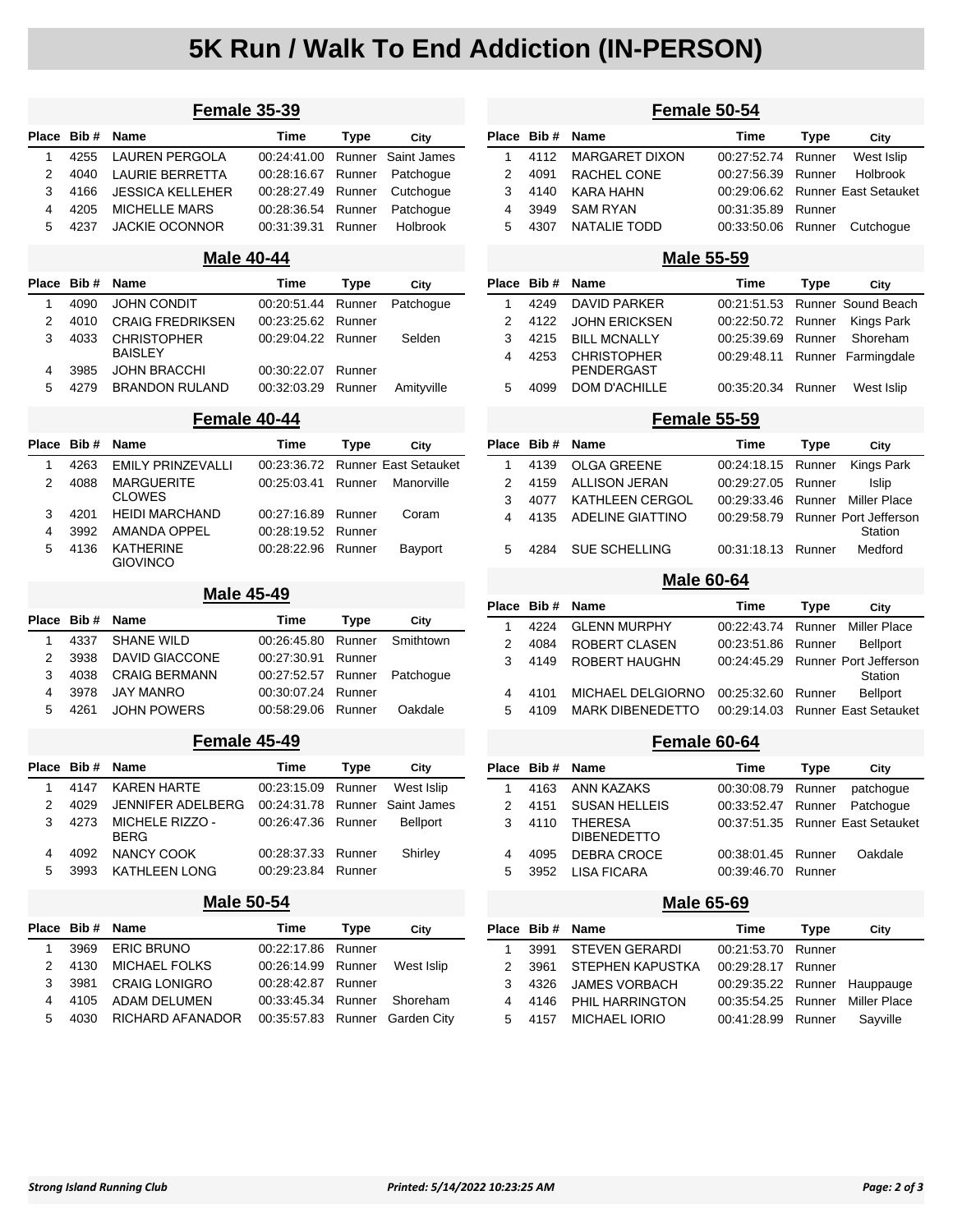# 5K Run / Walk To End Addiction (IN-PERSON)

## Female 35-39

| Place | Bib # | Name | Time | Type | City |
|---|---|---|---|---|---|
| 1 | 4255 | LAUREN PERGOLA | 00:24:41.00 | Runner | Saint James |
| 2 | 4040 | LAURIE BERRETTA | 00:28:16.67 | Runner | Patchogue |
| 3 | 4166 | JESSICA KELLEHER | 00:28:27.49 | Runner | Cutchogue |
| 4 | 4205 | MICHELLE MARS | 00:28:36.54 | Runner | Patchogue |
| 5 | 4237 | JACKIE OCONNOR | 00:31:39.31 | Runner | Holbrook |

## Male 40-44

| Place | Bib # | Name | Time | Type | City |
|---|---|---|---|---|---|
| 1 | 4090 | JOHN CONDIT | 00:20:51.44 | Runner | Patchogue |
| 2 | 4010 | CRAIG FREDRIKSEN | 00:23:25.62 | Runner | |
| 3 | 4033 | CHRISTOPHER BAISLEY | 00:29:04.22 | Runner | Selden |
| 4 | 3985 | JOHN BRACCHI | 00:30:22.07 | Runner | |
| 5 | 4279 | BRANDON RULAND | 00:32:03.29 | Runner | Amityville |

## Female 40-44

| Place | Bib # | Name | Time | Type | City |
|---|---|---|---|---|---|
| 1 | 4263 | EMILY PRINZEVALLI | 00:23:36.72 | Runner | East Setauket |
| 2 | 4088 | MARGUERITE CLOWES | 00:25:03.41 | Runner | Manorville |
| 3 | 4201 | HEIDI MARCHAND | 00:27:16.89 | Runner | Coram |
| 4 | 3992 | AMANDA OPPEL | 00:28:19.52 | Runner | |
| 5 | 4136 | KATHERINE GIOVINCO | 00:28:22.96 | Runner | Bayport |

## Male 45-49

| Place | Bib # | Name | Time | Type | City |
|---|---|---|---|---|---|
| 1 | 4337 | SHANE WILD | 00:26:45.80 | Runner | Smithtown |
| 2 | 3938 | DAVID GIACCONE | 00:27:30.91 | Runner | |
| 3 | 4038 | CRAIG BERMANN | 00:27:52.57 | Runner | Patchogue |
| 4 | 3978 | JAY MANRO | 00:30:07.24 | Runner | |
| 5 | 4261 | JOHN POWERS | 00:58:29.06 | Runner | Oakdale |

## Female 45-49

| Place | Bib # | Name | Time | Type | City |
|---|---|---|---|---|---|
| 1 | 4147 | KAREN HARTE | 00:23:15.09 | Runner | West Islip |
| 2 | 4029 | JENNIFER ADELBERG | 00:24:31.78 | Runner | Saint James |
| 3 | 4273 | MICHELE RIZZO - BERG | 00:26:47.36 | Runner | Bellport |
| 4 | 4092 | NANCY COOK | 00:28:37.33 | Runner | Shirley |
| 5 | 3993 | KATHLEEN LONG | 00:29:23.84 | Runner | |

## Male 50-54

| Place | Bib # | Name | Time | Type | City |
|---|---|---|---|---|---|
| 1 | 3969 | ERIC BRUNO | 00:22:17.86 | Runner | |
| 2 | 4130 | MICHAEL FOLKS | 00:26:14.99 | Runner | West Islip |
| 3 | 3981 | CRAIG LONIGRO | 00:28:42.87 | Runner | |
| 4 | 4105 | ADAM DELUMEN | 00:33:45.34 | Runner | Shoreham |
| 5 | 4030 | RICHARD AFANADOR | 00:35:57.83 | Runner | Garden City |

## Female 50-54

| Place | Bib # | Name | Time | Type | City |
|---|---|---|---|---|---|
| 1 | 4112 | MARGARET DIXON | 00:27:52.74 | Runner | West Islip |
| 2 | 4091 | RACHEL CONE | 00:27:56.39 | Runner | Holbrook |
| 3 | 4140 | KARA HAHN | 00:29:06.62 | Runner | East Setauket |
| 4 | 3949 | SAM RYAN | 00:31:35.89 | Runner | |
| 5 | 4307 | NATALIE TODD | 00:33:50.06 | Runner | Cutchogue |

## Male 55-59

| Place | Bib # | Name | Time | Type | City |
|---|---|---|---|---|---|
| 1 | 4249 | DAVID PARKER | 00:21:51.53 | Runner | Sound Beach |
| 2 | 4122 | JOHN ERICKSEN | 00:22:50.72 | Runner | Kings Park |
| 3 | 4215 | BILL MCNALLY | 00:25:39.69 | Runner | Shoreham |
| 4 | 4253 | CHRISTOPHER PENDERGAST | 00:29:48.11 | Runner | Farmingdale |
| 5 | 4099 | DOM D'ACHILLE | 00:35:20.34 | Runner | West Islip |

## Female 55-59

| Place | Bib # | Name | Time | Type | City |
|---|---|---|---|---|---|
| 1 | 4139 | OLGA GREENE | 00:24:18.15 | Runner | Kings Park |
| 2 | 4159 | ALLISON JERAN | 00:29:27.05 | Runner | Islip |
| 3 | 4077 | KATHLEEN CERGOL | 00:29:33.46 | Runner | Miller Place |
| 4 | 4135 | ADELINE GIATTINO | 00:29:58.79 | Runner | Port Jefferson Station |
| 5 | 4284 | SUE SCHELLING | 00:31:18.13 | Runner | Medford |

## Male 60-64

| Place | Bib # | Name | Time | Type | City |
|---|---|---|---|---|---|
| 1 | 4224 | GLENN MURPHY | 00:22:43.74 | Runner | Miller Place |
| 2 | 4084 | ROBERT CLASEN | 00:23:51.86 | Runner | Bellport |
| 3 | 4149 | ROBERT HAUGHN | 00:24:45.29 | Runner | Port Jefferson Station |
| 4 | 4101 | MICHAEL DELGIORNO | 00:25:32.60 | Runner | Bellport |
| 5 | 4109 | MARK DIBENEDETTO | 00:29:14.03 | Runner | East Setauket |

## Female 60-64

| Place | Bib # | Name | Time | Type | City |
|---|---|---|---|---|---|
| 1 | 4163 | ANN KAZAKS | 00:30:08.79 | Runner | patchogue |
| 2 | 4151 | SUSAN HELLEIS | 00:33:52.47 | Runner | Patchogue |
| 3 | 4110 | THERESA DIBENEDETTO | 00:37:51.35 | Runner | East Setauket |
| 4 | 4095 | DEBRA CROCE | 00:38:01.45 | Runner | Oakdale |
| 5 | 3952 | LISA FICARA | 00:39:46.70 | Runner | |

## Male 65-69

| Place | Bib # | Name | Time | Type | City |
|---|---|---|---|---|---|
| 1 | 3991 | STEVEN GERARDI | 00:21:53.70 | Runner | |
| 2 | 3961 | STEPHEN KAPUSTKA | 00:29:28.17 | Runner | |
| 3 | 4326 | JAMES VORBACH | 00:29:35.22 | Runner | Hauppauge |
| 4 | 4146 | PHIL HARRINGTON | 00:35:54.25 | Runner | Miller Place |
| 5 | 4157 | MICHAEL IORIO | 00:41:28.99 | Runner | Sayville |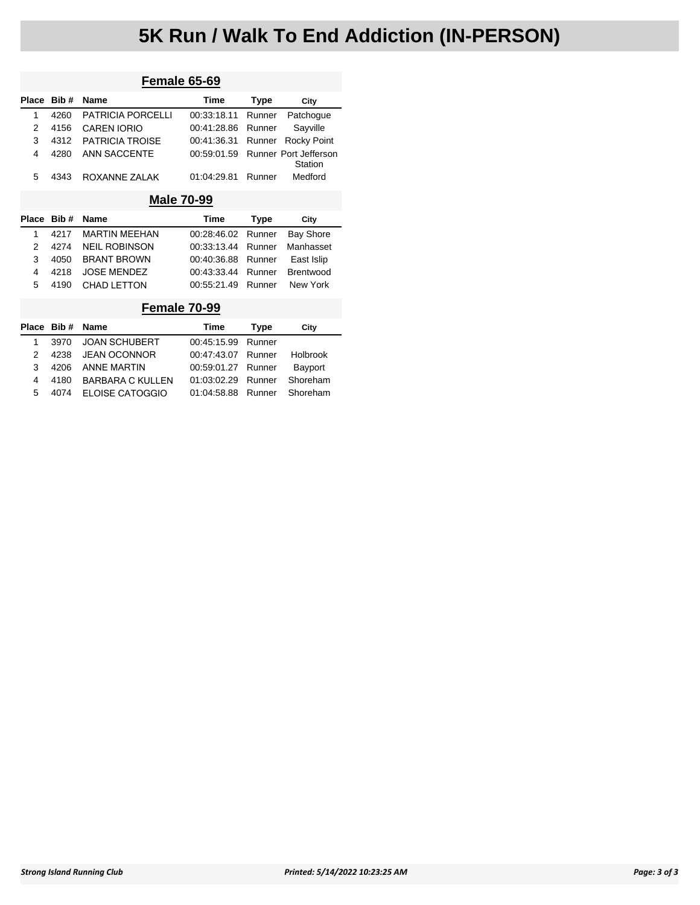# 5K Run / Walk To End Addiction (IN-PERSON)

## Female 65-69

| Place | Bib # | Name | Time | Type | City |
|---|---|---|---|---|---|
| 1 | 4260 | PATRICIA PORCELLI | 00:33:18.11 | Runner | Patchogue |
| 2 | 4156 | CAREN IORIO | 00:41:28.86 | Runner | Sayville |
| 3 | 4312 | PATRICIA TROISE | 00:41:36.31 | Runner | Rocky Point |
| 4 | 4280 | ANN SACCENTE | 00:59:01.59 | Runner | Port Jefferson Station |
| 5 | 4343 | ROXANNE ZALAK | 01:04:29.81 | Runner | Medford |

## Male 70-99

| Place | Bib # | Name | Time | Type | City |
|---|---|---|---|---|---|
| 1 | 4217 | MARTIN MEEHAN | 00:28:46.02 | Runner | Bay Shore |
| 2 | 4274 | NEIL ROBINSON | 00:33:13.44 | Runner | Manhasset |
| 3 | 4050 | BRANT BROWN | 00:40:36.88 | Runner | East Islip |
| 4 | 4218 | JOSE MENDEZ | 00:43:33.44 | Runner | Brentwood |
| 5 | 4190 | CHAD LETTON | 00:55:21.49 | Runner | New York |

## Female 70-99

| Place | Bib # | Name | Time | Type | City |
|---|---|---|---|---|---|
| 1 | 3970 | JOAN SCHUBERT | 00:45:15.99 | Runner | |
| 2 | 4238 | JEAN OCONNOR | 00:47:43.07 | Runner | Holbrook |
| 3 | 4206 | ANNE MARTIN | 00:59:01.27 | Runner | Bayport |
| 4 | 4180 | BARBARA C KULLEN | 01:03:02.29 | Runner | Shoreham |
| 5 | 4074 | ELOISE CATOGGIO | 01:04:58.88 | Runner | Shoreham |

*Strong Island Running Club* *Printed: 5/14/2022 10:23:25 AM*